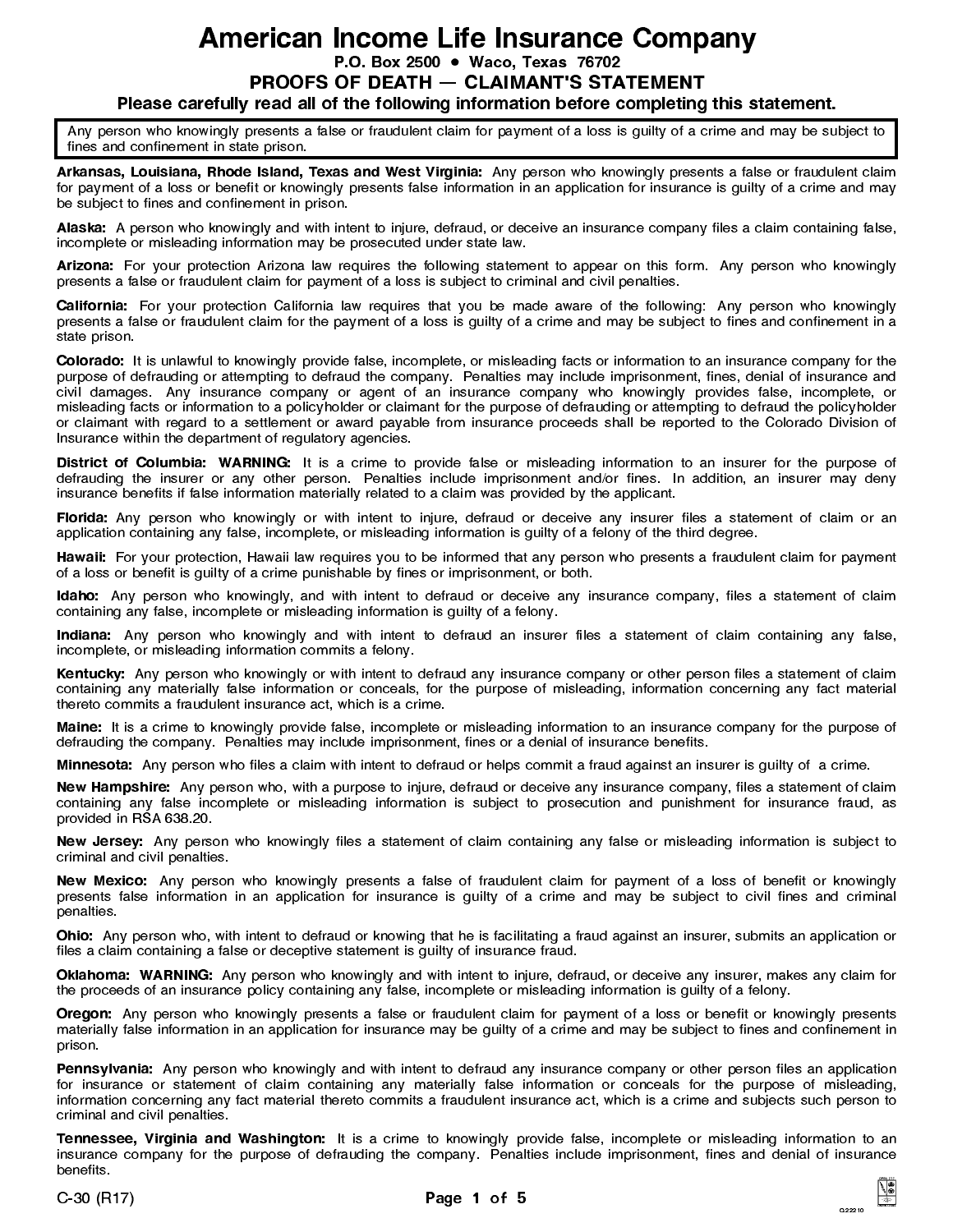# American Income Life Insurance Company

**P.O. Box 2500 • Waco, Texas 76702**

## PROOFS OF DEATH — CLAIMANT'S STATEMENT

**Please carefully read all of the following information before completing this statement.**

Any person who knowingly presents a false or fraudulent claim for payment of a loss is guilty of a crime and may be subject to fines and confinement in state prison.

**Arkansas, Louisiana, Rhode Island, Texas and West Virginia:** Any person who knowingly presents a false or fraudulent claim for payment of a loss or benefit or knowingly presents false information in an application for insurance is guilty of a crime and may be subject to fines and confinement in prison.

**Alaska:** A person who knowingly and with intent to injure, defraud, or deceive an insurance company files a claim containing false, incomplete or misleading information may be prosecuted under state law.

**Arizona:** For your protection Arizona law requires the following statement to appear on this form. Any person who knowingly presents a false or fraudulent claim for payment of a loss is subject to criminal and civil penalties.

**California:** For your protection California law requires that you be made aware of the following: Any person who knowingly presents a false or fraudulent claim for the payment of a loss is guilty of a crime and may be subject to fines and confinement in a state prison.

**Colorado:** It is unlawful to knowingly provide false, incomplete, or misleading facts or information to an insurance company for the purpose of defrauding or attempting to defraud the company. Penalties may include imprisonment, fines, denial of insurance and civil damages. Any insurance company or agent of an insurance company who knowingly provides false, incomplete, or misleading facts or information to a policyholder or claimant for the purpose of defrauding or attempting to defraud the policyholder or claimant with regard to a settlement or award payable from insurance proceeds shall be reported to the Colorado Division of Insurance within the department of regulatory agencies.

**District of Columbia: WARNING:** It is a crime to provide false or misleading information to an insurer for the purpose of defrauding the insurer or any other person. Penalties include imprisonment and/or fines. In addition, an insurer may deny insurance benefits if false information materially related to a claim was provided by the applicant.

**Florida:** Any person who knowingly or with intent to injure, defraud or deceive any insurer files a statement of claim or an application containing any false, incomplete, or misleading information is guilty of a felony of the third degree.

**Hawaii:** For your protection, Hawaii law requires you to be informed that any person who presents a fraudulent claim for payment of a loss or benefit is guilty of a crime punishable by fines or imprisonment, or both.

**Idaho:** Any person who knowingly, and with intent to defraud or deceive any insurance company, files a statement of claim containing any false, incomplete or misleading information is guilty of a felony.

**Indiana:** Any person who knowingly and with intent to defraud an insurer files a statement of claim containing any false, incomplete, or misleading information commits a felony.

**Kentucky:** Any person who knowingly or with intent to defraud any insurance company or other person files a statement of claim containing any materially false information or conceals, for the purpose of misleading, information concerning any fact material thereto commits a fraudulent insurance act, which is a crime.

**Maine:** It is a crime to knowingly provide false, incomplete or misleading information to an insurance company for the purpose of defrauding the company. Penalties may include imprisonment, fines or a denial of insurance benefits.

**Minnesota:** Any person who files a claim with intent to defraud or helps commit a fraud against an insurer is guilty of a crime.

**New Hampshire:** Any person who, with a purpose to injure, defraud or deceive any insurance company, files a statement of claim containing any false incomplete or misleading information is subject to prosecution and punishment for insurance fraud, as provided in RSA 638.20.

**New Jersey:** Any person who knowingly files a statement of claim containing any false or misleading information is subject to criminal and civil penalties.

**New Mexico:** Any person who knowingly presents a false of fraudulent claim for payment of a loss of benefit or knowingly presents false information in an application for insurance is guilty of a crime and may be subject to civil fines and criminal penalties.

**Ohio:** Any person who, with intent to defraud or knowing that he is facilitating a fraud against an insurer, submits an application or files a claim containing a false or deceptive statement is guilty of insurance fraud.

**Oklahoma: WARNING:** Any person who knowingly and with intent to injure, defraud, or deceive any insurer, makes any claim for the proceeds of an insurance policy containing any false, incomplete or misleading information is guilty of a felony.

**Oregon:** Any person who knowingly presents a false or fraudulent claim for payment of a loss or benefit or knowingly presents materially false information in an application for insurance may be guilty of a crime and may be subject to fines and confinement in prison.

**Pennsylvania:** Any person who knowingly and with intent to defraud any insurance company or other person files an application for insurance or statement of claim containing any materially false information or conceals for the purpose of misleading, information concerning any fact material thereto commits a fraudulent insurance act, which is a crime and subjects such person to criminal and civil penalties.

**Tennessee, Virginia and Washington:** It is a crime to knowingly provide false, incomplete or misleading information to an insurance company for the purpose of defrauding the company. Penalties include imprisonment, fines and denial of insurance benefits.

C-30 (R17)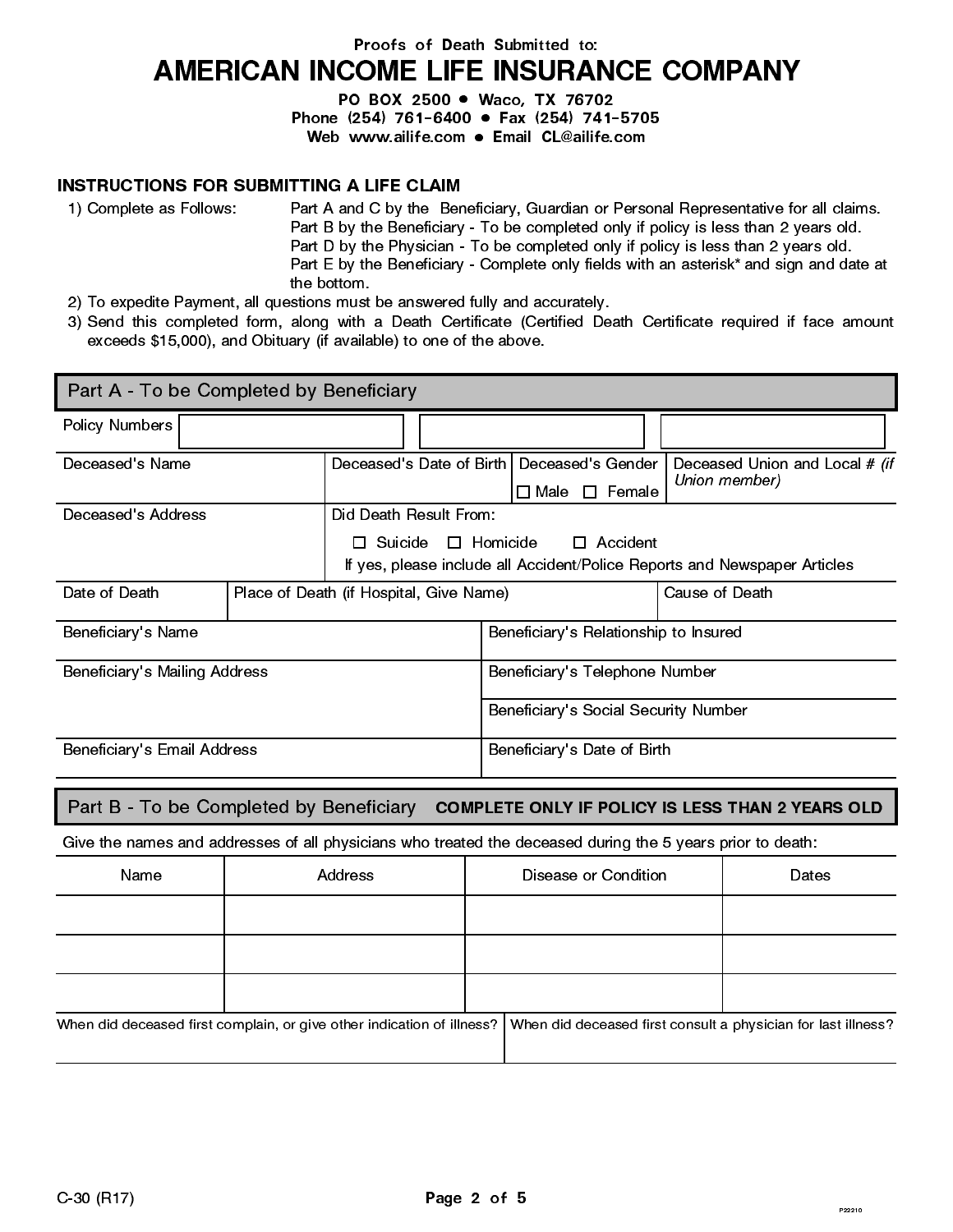Proofs of Death Submitted to:

# AMERICAN INCOME LIFE INSURANCE COMPANY

**PO BOX 2500 • Waco, TX 76702**
**Phone (254) 761-6400 • Fax (254) 741-5705**
**Web www.ailife.com • Email CL@ailife.com**

## INSTRUCTIONS FOR SUBMITTING A LIFE CLAIM

1) Complete as Follows:
   - Part A and C by the Beneficiary, Guardian or Personal Representative for all claims.
   - Part B by the Beneficiary - To be completed only if policy is less than 2 years old.
   - Part D by the Physician - To be completed only if policy is less than 2 years old.
   - Part E by the Beneficiary - Complete only fields with an asterisk* and sign and date at the bottom.
2) To expedite Payment, all questions must be answered fully and accurately.
3) Send this completed form, along with a Death Certificate (Certified Death Certificate required if face amount exceeds $15,000), and Obituary (if available) to one of the above.

## Part A - To be Completed by Beneficiary

| Policy Numbers | | | |
|---|---|---|---|

| Deceased's Name | Deceased's Date of Birth | Deceased's Gender ☐ Male ☐ Female | Deceased Union and Local # *(if Union member)* |
|---|---|---|---|
| Deceased's Address | Did Death Result From: ☐ Suicide ☐ Homicide ☐ Accident If yes, please include all Accident/Police Reports and Newspaper Articles | | |

| Date of Death | Place of Death (if Hospital, Give Name) | Cause of Death |
|---|---|---|

| Beneficiary's Name | Beneficiary's Relationship to Insured |
|---|---|
| Beneficiary's Mailing Address | Beneficiary's Telephone Number |
| | Beneficiary's Social Security Number |
| Beneficiary's Email Address | Beneficiary's Date of Birth |

## Part B - To be Completed by Beneficiary **COMPLETE ONLY IF POLICY IS LESS THAN 2 YEARS OLD**

Give the names and addresses of all physicians who treated the deceased during the 5 years prior to death:

| Name | Address | Disease or Condition | Dates |
|---|---|---|---|
| | | | |
| | | | |
| | | | |

| When did deceased first complain, or give other indication of illness? | When did deceased first consult a physician for last illness? |
|---|---|
| | |

C-30 (R17)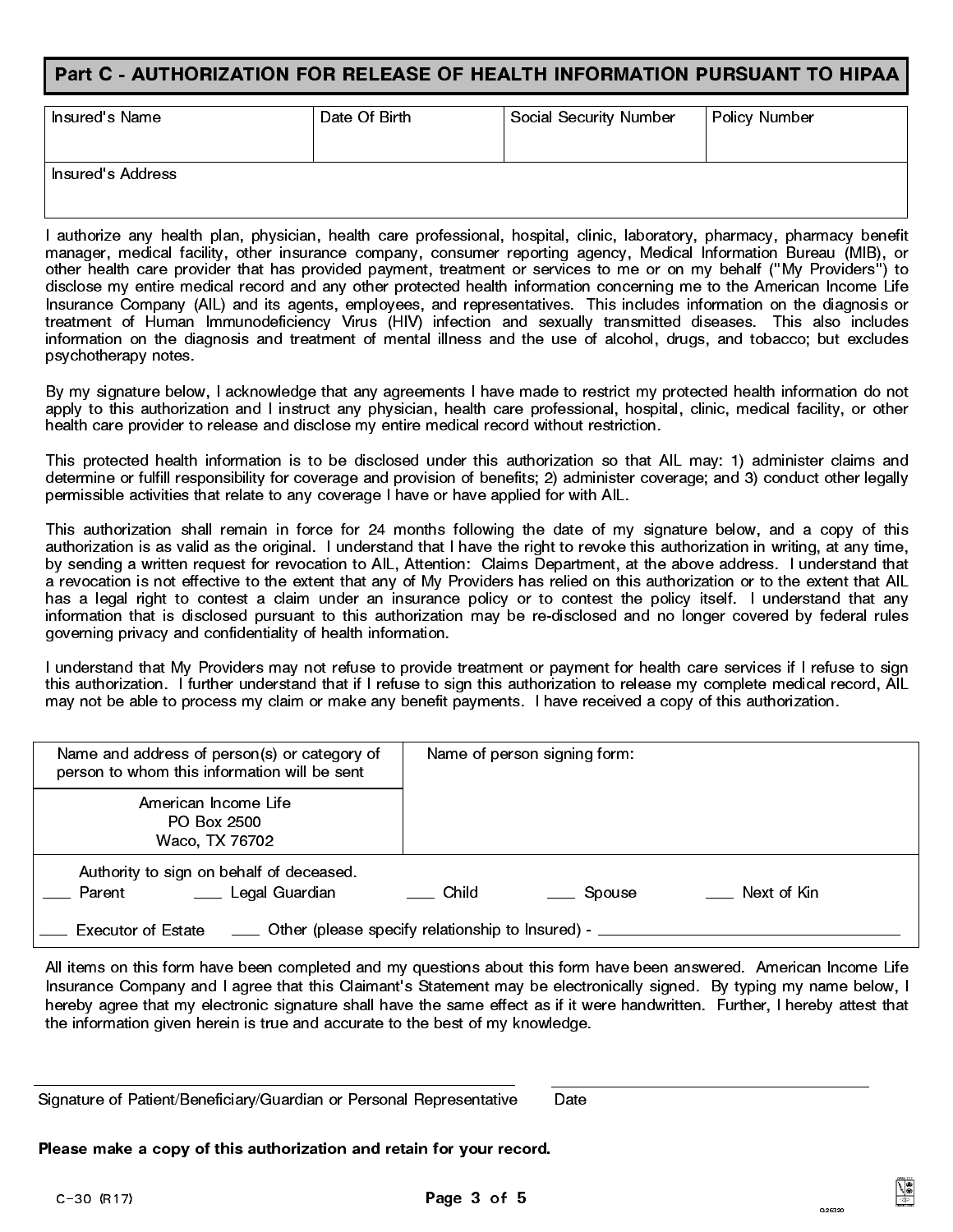## Part C - AUTHORIZATION FOR RELEASE OF HEALTH INFORMATION PURSUANT TO HIPAA

| Insured's Name | Date Of Birth | Social Security Number | Policy Number |
|---|---|---|---|
| | | | |
| Insured's Address | | | |
| | | | |

I authorize any health plan, physician, health care professional, hospital, clinic, laboratory, pharmacy, pharmacy benefit manager, medical facility, other insurance company, consumer reporting agency, Medical Information Bureau (MIB), or other health care provider that has provided payment, treatment or services to me or on my behalf ("My Providers") to disclose my entire medical record and any other protected health information concerning me to the American Income Life Insurance Company (AIL) and its agents, employees, and representatives. This includes information on the diagnosis or treatment of Human Immunodeficiency Virus (HIV) infection and sexually transmitted diseases. This also includes information on the diagnosis and treatment of mental illness and the use of alcohol, drugs, and tobacco; but excludes psychotherapy notes.

By my signature below, I acknowledge that any agreements I have made to restrict my protected health information do not apply to this authorization and I instruct any physician, health care professional, hospital, clinic, medical facility, or other health care provider to release and disclose my entire medical record without restriction.

This protected health information is to be disclosed under this authorization so that AIL may: 1) administer claims and determine or fulfill responsibility for coverage and provision of benefits; 2) administer coverage; and 3) conduct other legally permissible activities that relate to any coverage I have or have applied for with AIL.

This authorization shall remain in force for 24 months following the date of my signature below, and a copy of this authorization is as valid as the original. I understand that I have the right to revoke this authorization in writing, at any time, by sending a written request for revocation to AIL, Attention: Claims Department, at the above address. I understand that a revocation is not effective to the extent that any of My Providers has relied on this authorization or to the extent that AIL has a legal right to contest a claim under an insurance policy or to contest the policy itself. I understand that any information that is disclosed pursuant to this authorization may be re-disclosed and no longer covered by federal rules governing privacy and confidentiality of health information.

I understand that My Providers may not refuse to provide treatment or payment for health care services if I refuse to sign this authorization. I further understand that if I refuse to sign this authorization to release my complete medical record, AIL may not be able to process my claim or make any benefit payments. I have received a copy of this authorization.

| Name and address of person(s) or category of person to whom this information will be sent | Name of person signing form: |
|---|---|
| American Income Life<br>PO Box 2500<br>Waco, TX 76702 | |

Authority to sign on behalf of deceased.

___ Parent ___ Legal Guardian ___ Child ___ Spouse ___ Next of Kin

___ Executor of Estate ___ Other (please specify relationship to Insured) - ______________________________

All items on this form have been completed and my questions about this form have been answered. American Income Life Insurance Company and I agree that this Claimant's Statement may be electronically signed. By typing my name below, I hereby agree that my electronic signature shall have the same effect as if it were handwritten. Further, I hereby attest that the information given herein is true and accurate to the best of my knowledge.

______________________________________________ ______________________________

Signature of Patient/Beneficiary/Guardian or Personal Representative Date

**Please make a copy of this authorization and retain for your record.**

C-30 (R17)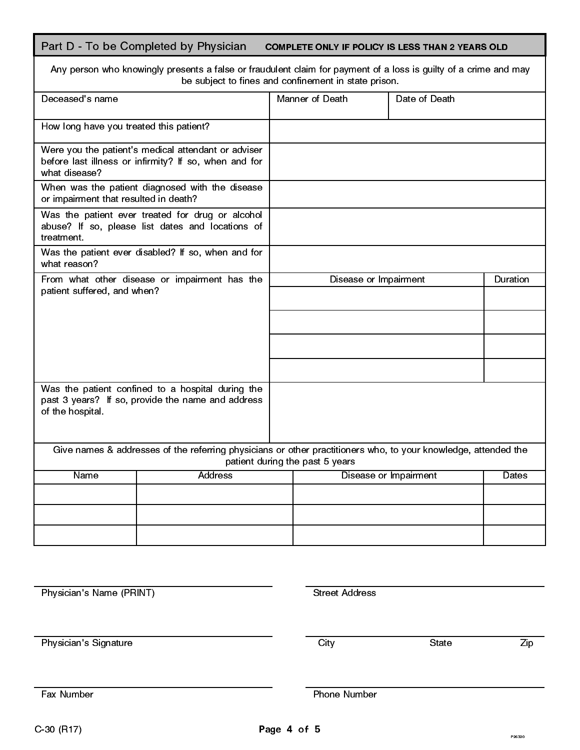## Part D - To be Completed by Physician **COMPLETE ONLY IF POLICY IS LESS THAN 2 YEARS OLD**

Any person who knowingly presents a false or fraudulent claim for payment of a loss is guilty of a crime and may be subject to fines and confinement in state prison.

| Deceased's name | Manner of Death | Date of Death |
|---|---|---|
| | | |

| | |
|---|---|
| How long have you treated this patient? | |
| Were you the patient's medical attendant or adviser before last illness or infirmity? If so, when and for what disease? | |
| When was the patient diagnosed with the disease or impairment that resulted in death? | |
| Was the patient ever treated for drug or alcohol abuse? If so, please list dates and locations of treatment. | |
| Was the patient ever disabled? If so, when and for what reason? | |

| From what other disease or impairment has the patient suffered, and when? | Disease or Impairment | Duration |
|---|---|---|
| | | |
| | | |
| | | |
| | | |

| | |
|---|---|
| Was the patient confined to a hospital during the past 3 years? If so, provide the name and address of the hospital. | |

Give names & addresses of the referring physicians or other practitioners who, to your knowledge, attended the patient during the past 5 years

| Name | Address | Disease or Impairment | Dates |
|---|---|---|---|
| | | | |
| | | | |
| | | | |

Physician's Name (PRINT)

Street Address

Physician's Signature

City State Zip

Fax Number

Phone Number

C-30 (R17)

P26320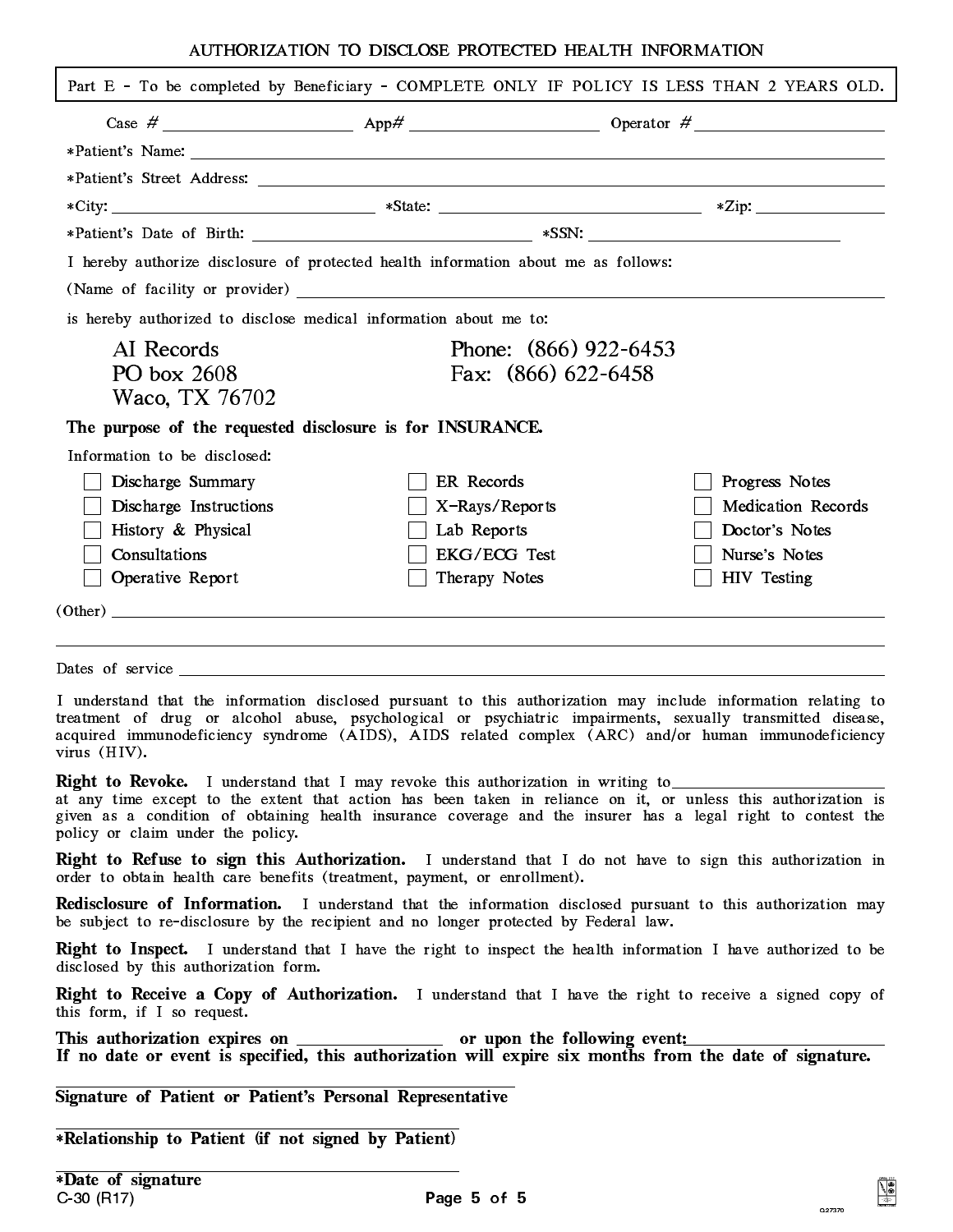# AUTHORIZATION TO DISCLOSE PROTECTED HEALTH INFORMATION

**Part E - To be completed by Beneficiary - COMPLETE ONLY IF POLICY IS LESS THAN 2 YEARS OLD.**

Case # ____________ App# ____________ Operator # ____________

*Patient's Name: ____________

*Patient's Street Address: ____________

*City: ____________ *State: ____________ *Zip: ____________

*Patient's Date of Birth: ____________ *SSN: ____________

I hereby authorize disclosure of protected health information about me as follows:

(Name of facility or provider) ____________

is hereby authorized to disclose medical information about me to:

AI Records
PO box 2608
Waco, TX 76702

Phone: (866) 922-6453
Fax: (866) 622-6458

**The purpose of the requested disclosure is for INSURANCE.**

Information to be disclosed:

| | | |
|---|---|---|
| ☐ Discharge Summary | ☐ ER Records | ☐ Progress Notes |
| ☐ Discharge Instructions | ☐ X-Rays/Reports | ☐ Medication Records |
| ☐ History & Physical | ☐ Lab Reports | ☐ Doctor's Notes |
| ☐ Consultations | ☐ EKG/ECG Test | ☐ Nurse's Notes |
| ☐ Operative Report | ☐ Therapy Notes | ☐ HIV Testing |

(Other) ____________

____________

Dates of service ____________

I understand that the information disclosed pursuant to this authorization may include information relating to treatment of drug or alcohol abuse, psychological or psychiatric impairments, sexually transmitted disease, acquired immunodeficiency syndrome (AIDS), AIDS related complex (ARC) and/or human immunodeficiency virus (HIV).

**Right to Revoke.** I understand that I may revoke this authorization in writing to ____________ at any time except to the extent that action has been taken in reliance on it, or unless this authorization is given as a condition of obtaining health insurance coverage and the insurer has a legal right to contest the policy or claim under the policy.

**Right to Refuse to sign this Authorization.** I understand that I do not have to sign this authorization in order to obtain health care benefits (treatment, payment, or enrollment).

**Redisclosure of Information.** I understand that the information disclosed pursuant to this authorization may be subject to re-disclosure by the recipient and no longer protected by Federal law.

**Right to Inspect.** I understand that I have the right to inspect the health information I have authorized to be disclosed by this authorization form.

**Right to Receive a Copy of Authorization.** I understand that I have the right to receive a signed copy of this form, if I so request.

**This authorization expires on ____________ or upon the following event: ____________**
**If no date or event is specified, this authorization will expire six months from the date of signature.**

____________
**Signature of Patient or Patient's Personal Representative**

____________
***Relationship to Patient (if not signed by Patient)**

____________
***Date of signature**

C-30 (R17)